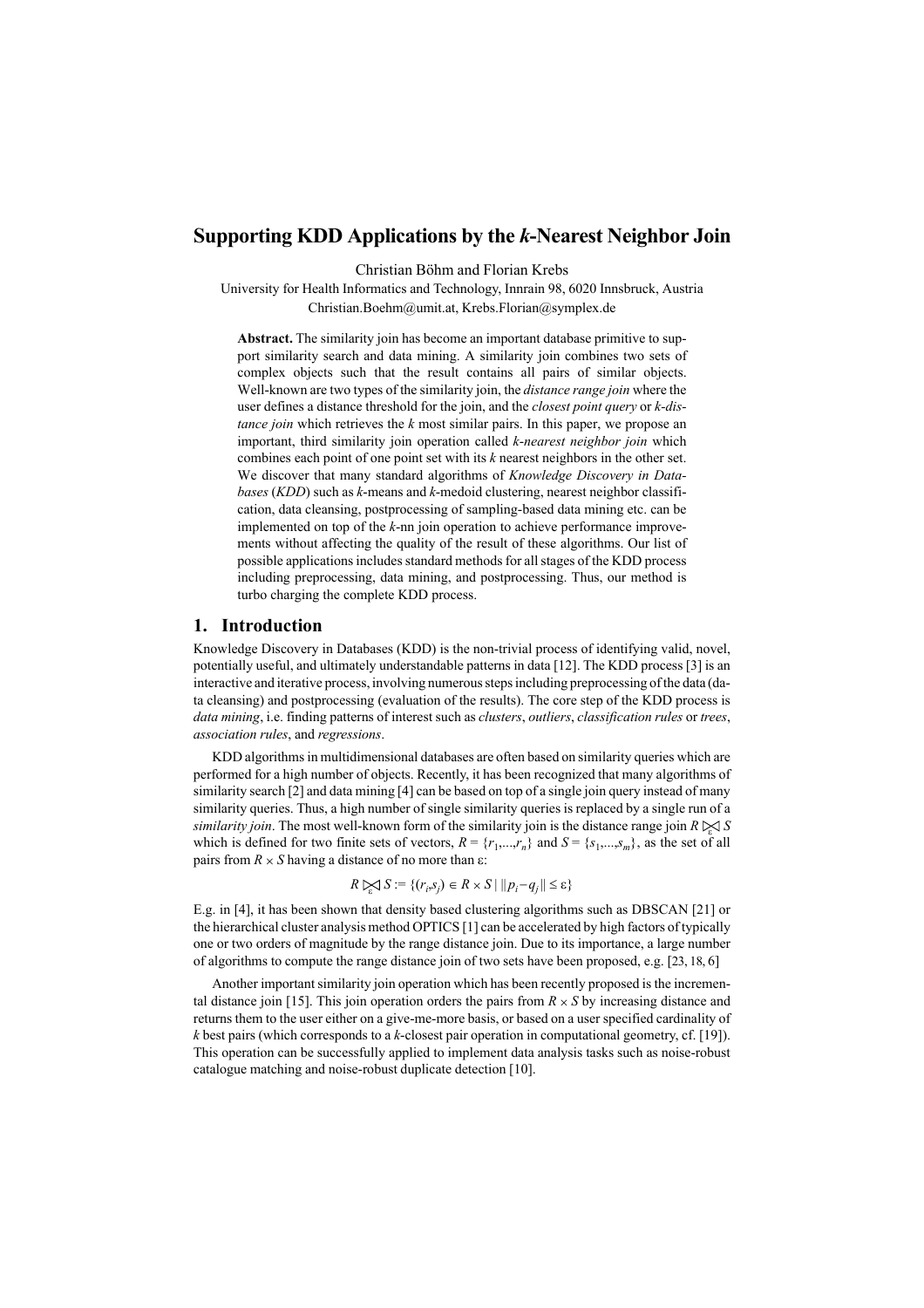# Supporting KDD Applications by the *k*-Nearest Neighbor Join

Christian Böhm and Florian Krebs

University for Health Informatics and Technology, Innrain 98, 6020 Innsbruck, Austria
Christian.Boehm@umit.at, Krebs.Florian@symplex.de

**Abstract.** The similarity join has become an important database primitive to support similarity search and data mining. A similarity join combines two sets of complex objects such that the result contains all pairs of similar objects. Well-known are two types of the similarity join, the *distance range join* where the user defines a distance threshold for the join, and the *closest point query* or *k-distance join* which retrieves the *k* most similar pairs. In this paper, we propose an important, third similarity join operation called *k-nearest neighbor join* which combines each point of one point set with its *k* nearest neighbors in the other set. We discover that many standard algorithms of *Knowledge Discovery in Databases* (*KDD*) such as *k*-means and *k*-medoid clustering, nearest neighbor classification, data cleansing, postprocessing of sampling-based data mining etc. can be implemented on top of the *k*-nn join operation to achieve performance improvements without affecting the quality of the result of these algorithms. Our list of possible applications includes standard methods for all stages of the KDD process including preprocessing, data mining, and postprocessing. Thus, our method is turbo charging the complete KDD process.

## 1. Introduction

Knowledge Discovery in Databases (KDD) is the non-trivial process of identifying valid, novel, potentially useful, and ultimately understandable patterns in data [12]. The KDD process [3] is an interactive and iterative process, involving numerous steps including preprocessing of the data (data cleansing) and postprocessing (evaluation of the results). The core step of the KDD process is *data mining*, i.e. finding patterns of interest such as *clusters*, *outliers*, *classification rules* or *trees*, *association rules*, and *regressions*.

KDD algorithms in multidimensional databases are often based on similarity queries which are performed for a high number of objects. Recently, it has been recognized that many algorithms of similarity search [2] and data mining [4] can be based on top of a single join query instead of many similarity queries. Thus, a high number of single similarity queries is replaced by a single run of a *similarity join*. The most well-known form of the similarity join is the distance range join $R \bowtie_{\varepsilon} S$ which is defined for two finite sets of vectors, $R = \{r_1,...,r_n\}$ and $S = \{s_1,...,s_m\}$, as the set of all pairs from $R \times S$ having a distance of no more than ε:

$$R \bowtie_{\varepsilon} S := \{(r_i,s_j) \in R \times S \mid \|p_i - q_j\| \leq \varepsilon\}$$

E.g. in [4], it has been shown that density based clustering algorithms such as DBSCAN [21] or the hierarchical cluster analysis method OPTICS [1] can be accelerated by high factors of typically one or two orders of magnitude by the range distance join. Due to its importance, a large number of algorithms to compute the range distance join of two sets have been proposed, e.g. [23, 18, 6]

Another important similarity join operation which has been recently proposed is the incremental distance join [15]. This join operation orders the pairs from $R \times S$ by increasing distance and returns them to the user either on a give-me-more basis, or based on a user specified cardinality of *k* best pairs (which corresponds to a *k*-closest pair operation in computational geometry, cf. [19]). This operation can be successfully applied to implement data analysis tasks such as noise-robust catalogue matching and noise-robust duplicate detection [10].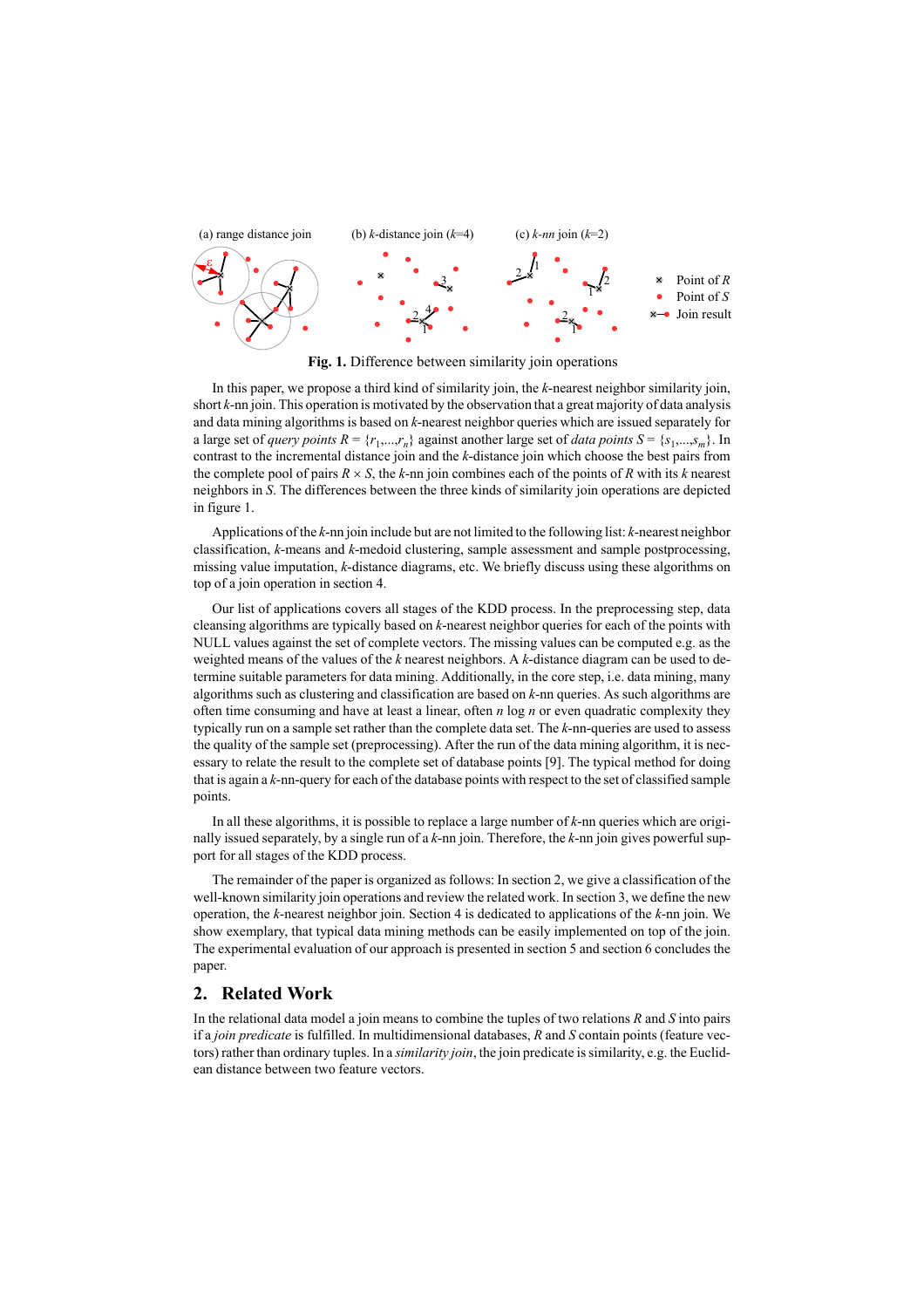**Fig. 1.** Difference between similarity join operations

In this paper, we propose a third kind of similarity join, the *k*-nearest neighbor similarity join, short *k*-nn join. This operation is motivated by the observation that a great majority of data analysis and data mining algorithms is based on *k*-nearest neighbor queries which are issued separately for a large set of *query points* $R = \{r_1,...,r_n\}$ against another large set of *data points* $S = \{s_1,...,s_m\}$. In contrast to the incremental distance join and the *k*-distance join which choose the best pairs from the complete pool of pairs $R \times S$, the *k*-nn join combines each of the points of $R$ with its $k$ nearest neighbors in $S$. The differences between the three kinds of similarity join operations are depicted in figure 1.

Applications of the *k*-nn join include but are not limited to the following list: *k*-nearest neighbor classification, *k*-means and *k*-medoid clustering, sample assessment and sample postprocessing, missing value imputation, *k*-distance diagrams, etc. We briefly discuss using these algorithms on top of a join operation in section 4.

Our list of applications covers all stages of the KDD process. In the preprocessing step, data cleansing algorithms are typically based on *k*-nearest neighbor queries for each of the points with NULL values against the set of complete vectors. The missing values can be computed e.g. as the weighted means of the values of the $k$ nearest neighbors. A *k*-distance diagram can be used to determine suitable parameters for data mining. Additionally, in the core step, i.e. data mining, many algorithms such as clustering and classification are based on *k*-nn queries. As such algorithms are often time consuming and have at least a linear, often $n \log n$ or even quadratic complexity they typically run on a sample set rather than the complete data set. The *k*-nn-queries are used to assess the quality of the sample set (preprocessing). After the run of the data mining algorithm, it is necessary to relate the result to the complete set of database points [9]. The typical method for doing that is again a *k*-nn-query for each of the database points with respect to the set of classified sample points.

In all these algorithms, it is possible to replace a large number of *k*-nn queries which are originally issued separately, by a single run of a *k*-nn join. Therefore, the *k*-nn join gives powerful support for all stages of the KDD process.

The remainder of the paper is organized as follows: In section 2, we give a classification of the well-known similarity join operations and review the related work. In section 3, we define the new operation, the *k*-nearest neighbor join. Section 4 is dedicated to applications of the *k*-nn join. We show exemplary, that typical data mining methods can be easily implemented on top of the join. The experimental evaluation of our approach is presented in section 5 and section 6 concludes the paper.

## 2. Related Work

In the relational data model a join means to combine the tuples of two relations $R$ and $S$ into pairs if a *join predicate* is fulfilled. In multidimensional databases, $R$ and $S$ contain points (feature vectors) rather than ordinary tuples. In a *similarity join*, the join predicate is similarity, e.g. the Euclidean distance between two feature vectors.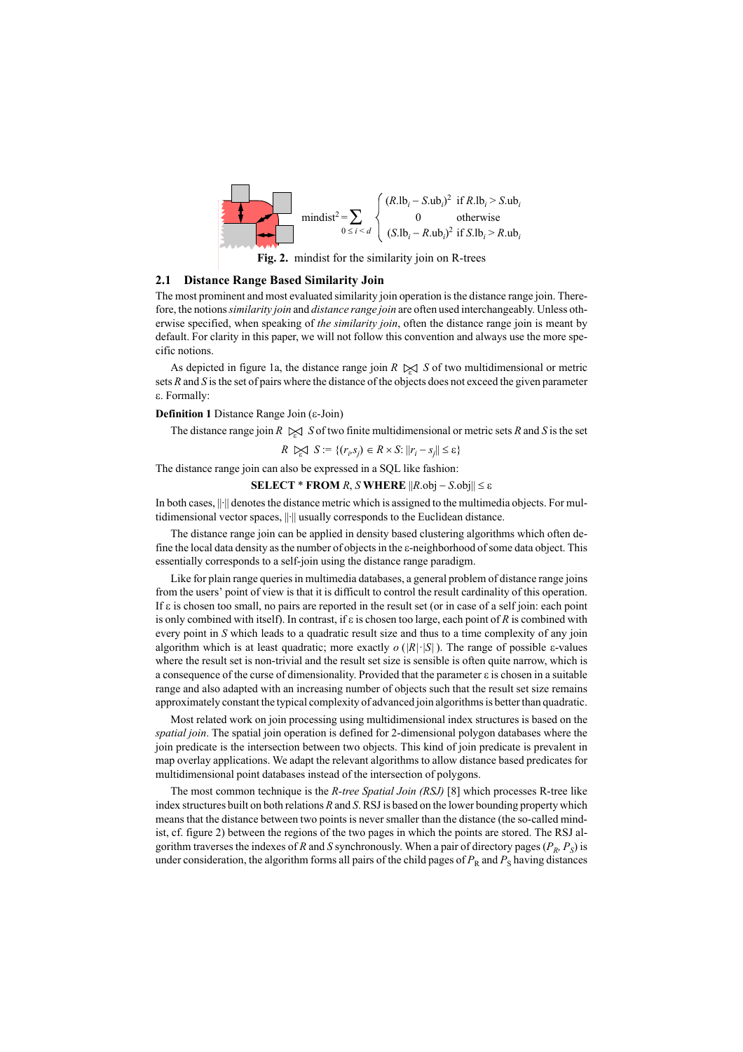$$\text{mindist}^2 = \sum_{0 \le i < d} \begin{cases} (R.\text{lb}_i - S.\text{ub}_i)^2 & \text{if } R.\text{lb}_i > S.\text{ub}_i \\ 0 & \text{otherwise} \\ (S.\text{lb}_i - R.\text{ub}_i)^2 & \text{if } S.\text{lb}_i > R.\text{ub}_i \end{cases}$$

**Fig. 2.** mindist for the similarity join on R-trees

## 2.1 Distance Range Based Similarity Join

The most prominent and most evaluated similarity join operation is the distance range join. Therefore, the notions *similarity join* and *distance range join* are often used interchangeably. Unless otherwise specified, when speaking of *the similarity join*, often the distance range join is meant by default. For clarity in this paper, we will not follow this convention and always use the more specific notions.

As depicted in figure 1a, the distance range join $R \bowtie_{\varepsilon} S$ of two multidimensional or metric sets $R$ and $S$ is the set of pairs where the distance of the objects does not exceed the given parameter ε. Formally:

**Definition 1** Distance Range Join (ε-Join)

The distance range join $R \bowtie_{\varepsilon} S$ of two finite multidimensional or metric sets $R$ and $S$ is the set

$$R \bowtie_{\varepsilon} S := \{(r_i, s_j) \in R \times S : \|r_i - s_j\| \le \varepsilon\}$$

The distance range join can also be expressed in a SQL like fashion:

**SELECT** * **FROM** $R$, $S$ **WHERE** $\|R.\text{obj} - S.\text{obj}\| \le \varepsilon$

In both cases, $\|\cdot\|$ denotes the distance metric which is assigned to the multimedia objects. For multidimensional vector spaces, $\|\cdot\|$ usually corresponds to the Euclidean distance.

The distance range join can be applied in density based clustering algorithms which often define the local data density as the number of objects in the ε-neighborhood of some data object. This essentially corresponds to a self-join using the distance range paradigm.

Like for plain range queries in multimedia databases, a general problem of distance range joins from the users' point of view is that it is difficult to control the result cardinality of this operation. If ε is chosen too small, no pairs are reported in the result set (or in case of a self join: each point is only combined with itself). In contrast, if ε is chosen too large, each point of $R$ is combined with every point in $S$ which leads to a quadratic result size and thus to a time complexity of any join algorithm which is at least quadratic; more exactly $o(|R| \cdot |S|)$. The range of possible ε-values where the result set is non-trivial and the result set size is sensible is often quite narrow, which is a consequence of the curse of dimensionality. Provided that the parameter ε is chosen in a suitable range and also adapted with an increasing number of objects such that the result set size remains approximately constant the typical complexity of advanced join algorithms is better than quadratic.

Most related work on join processing using multidimensional index structures is based on the *spatial join*. The spatial join operation is defined for 2-dimensional polygon databases where the join predicate is the intersection between two objects. This kind of join predicate is prevalent in map overlay applications. We adapt the relevant algorithms to allow distance based predicates for multidimensional point databases instead of the intersection of polygons.

The most common technique is the *R-tree Spatial Join (RSJ)* [8] which processes R-tree like index structures built on both relations $R$ and $S$. RSJ is based on the lower bounding property which means that the distance between two points is never smaller than the distance (the so-called mindist, cf. figure 2) between the regions of the two pages in which the points are stored. The RSJ algorithm traverses the indexes of $R$ and $S$ synchronously. When a pair of directory pages $(P_R, P_S)$ is under consideration, the algorithm forms all pairs of the child pages of $P_R$ and $P_S$ having distances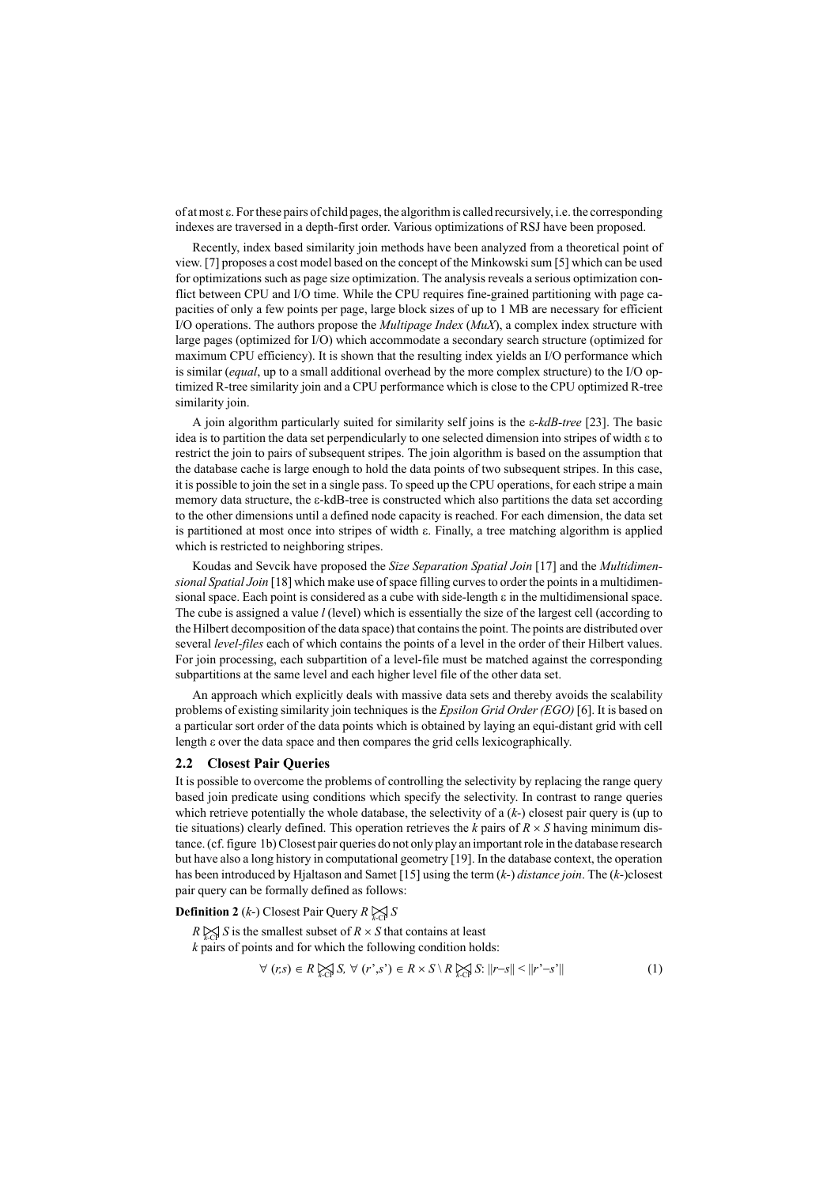of at most ε. For these pairs of child pages, the algorithm is called recursively, i.e. the corresponding indexes are traversed in a depth-first order. Various optimizations of RSJ have been proposed.

Recently, index based similarity join methods have been analyzed from a theoretical point of view. [7] proposes a cost model based on the concept of the Minkowski sum [5] which can be used for optimizations such as page size optimization. The analysis reveals a serious optimization conflict between CPU and I/O time. While the CPU requires fine-grained partitioning with page capacities of only a few points per page, large block sizes of up to 1 MB are necessary for efficient I/O operations. The authors propose the *Multipage Index* (*MuX*), a complex index structure with large pages (optimized for I/O) which accommodate a secondary search structure (optimized for maximum CPU efficiency). It is shown that the resulting index yields an I/O performance which is similar (*equal*, up to a small additional overhead by the more complex structure) to the I/O optimized R-tree similarity join and a CPU performance which is close to the CPU optimized R-tree similarity join.

A join algorithm particularly suited for similarity self joins is the ε*-kdB-tree* [23]. The basic idea is to partition the data set perpendicularly to one selected dimension into stripes of width ε to restrict the join to pairs of subsequent stripes. The join algorithm is based on the assumption that the database cache is large enough to hold the data points of two subsequent stripes. In this case, it is possible to join the set in a single pass. To speed up the CPU operations, for each stripe a main memory data structure, the ε-kdB-tree is constructed which also partitions the data set according to the other dimensions until a defined node capacity is reached. For each dimension, the data set is partitioned at most once into stripes of width ε. Finally, a tree matching algorithm is applied which is restricted to neighboring stripes.

Koudas and Sevcik have proposed the *Size Separation Spatial Join* [17] and the *Multidimensional Spatial Join* [18] which make use of space filling curves to order the points in a multidimensional space. Each point is considered as a cube with side-length ε in the multidimensional space. The cube is assigned a value *l* (level) which is essentially the size of the largest cell (according to the Hilbert decomposition of the data space) that contains the point. The points are distributed over several *level-files* each of which contains the points of a level in the order of their Hilbert values. For join processing, each subpartition of a level-file must be matched against the corresponding subpartitions at the same level and each higher level file of the other data set.

An approach which explicitly deals with massive data sets and thereby avoids the scalability problems of existing similarity join techniques is the *Epsilon Grid Order (EGO)* [6]. It is based on a particular sort order of the data points which is obtained by laying an equi-distant grid with cell length ε over the data space and then compares the grid cells lexicographically.

## 2.2 Closest Pair Queries

It is possible to overcome the problems of controlling the selectivity by replacing the range query based join predicate using conditions which specify the selectivity. In contrast to range queries which retrieve potentially the whole database, the selectivity of a (*k*-) closest pair query is (up to tie situations) clearly defined. This operation retrieves the *k* pairs of $R \times S$ having minimum distance. (cf. figure 1b) Closest pair queries do not only play an important role in the database research but have also a long history in computational geometry [19]. In the database context, the operation has been introduced by Hjaltason and Samet [15] using the term (*k*-) *distance join*. The (*k*-)closest pair query can be formally defined as follows:

**Definition 2** (*k*-) Closest Pair Query $R \bowtie_{k\text{-CP}} S$

$R \bowtie_{k\text{-CP}} S$ is the smallest subset of $R \times S$ that contains at least *k* pairs of points and for which the following condition holds:

$$\forall\ (r,s) \in R \bowtie_{k\text{-CP}} S,\ \forall\ (r',s') \in R \times S \setminus R \bowtie_{k\text{-CP}} S\text{: } \|r-s\| < \|r'-s'\| \tag{1}$$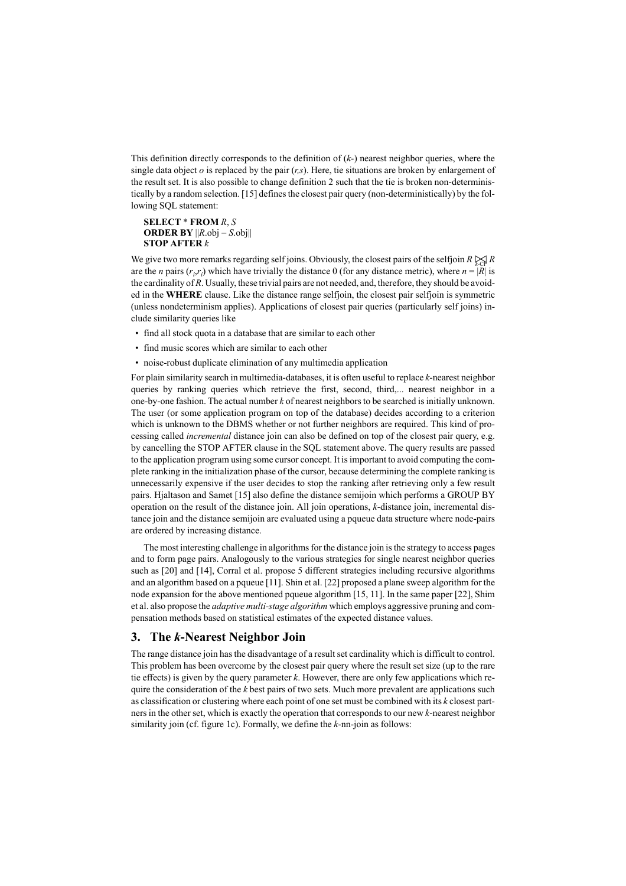This definition directly corresponds to the definition of ($k$-) nearest neighbor queries, where the single data object $o$ is replaced by the pair $(r,s)$. Here, tie situations are broken by enlargement of the result set. It is also possible to change definition 2 such that the tie is broken non-deterministically by a random selection. [15] defines the closest pair query (non-deterministically) by the following SQL statement:

**SELECT** * **FROM** *R*, *S*  
**ORDER BY** ||*R*.obj – *S*.obj||  
**STOP AFTER** *k*

We give two more remarks regarding self joins. Obviously, the closest pairs of the selfjoin $R \bowtie_{k\text{-CP}} R$ are the $n$ pairs $(r_i,r_i)$ which have trivially the distance 0 (for any distance metric), where $n = |R|$ is the cardinality of $R$. Usually, these trivial pairs are not needed, and, therefore, they should be avoided in the **WHERE** clause. Like the distance range selfjoin, the closest pair selfjoin is symmetric (unless nondeterminism applies). Applications of closest pair queries (particularly self joins) include similarity queries like

- find all stock quota in a database that are similar to each other
- find music scores which are similar to each other
- noise-robust duplicate elimination of any multimedia application

For plain similarity search in multimedia-databases, it is often useful to replace $k$-nearest neighbor queries by ranking queries which retrieve the first, second, third,... nearest neighbor in a one-by-one fashion. The actual number $k$ of nearest neighbors to be searched is initially unknown. The user (or some application program on top of the database) decides according to a criterion which is unknown to the DBMS whether or not further neighbors are required. This kind of processing called *incremental* distance join can also be defined on top of the closest pair query, e.g. by cancelling the STOP AFTER clause in the SQL statement above. The query results are passed to the application program using some cursor concept. It is important to avoid computing the complete ranking in the initialization phase of the cursor, because determining the complete ranking is unnecessarily expensive if the user decides to stop the ranking after retrieving only a few result pairs. Hjaltason and Samet [15] also define the distance semijoin which performs a GROUP BY operation on the result of the distance join. All join operations, $k$-distance join, incremental distance join and the distance semijoin are evaluated using a pqueue data structure where node-pairs are ordered by increasing distance.

The most interesting challenge in algorithms for the distance join is the strategy to access pages and to form page pairs. Analogously to the various strategies for single nearest neighbor queries such as [20] and [14], Corral et al. propose 5 different strategies including recursive algorithms and an algorithm based on a pqueue [11]. Shin et al. [22] proposed a plane sweep algorithm for the node expansion for the above mentioned pqueue algorithm [15, 11]. In the same paper [22], Shim et al. also propose the *adaptive multi-stage algorithm* which employs aggressive pruning and compensation methods based on statistical estimates of the expected distance values.

## 3. The *k*-Nearest Neighbor Join

The range distance join has the disadvantage of a result set cardinality which is difficult to control. This problem has been overcome by the closest pair query where the result set size (up to the rare tie effects) is given by the query parameter $k$. However, there are only few applications which require the consideration of the $k$ best pairs of two sets. Much more prevalent are applications such as classification or clustering where each point of one set must be combined with its $k$ closest partners in the other set, which is exactly the operation that corresponds to our new $k$-nearest neighbor similarity join (cf. figure 1c). Formally, we define the $k$-nn-join as follows: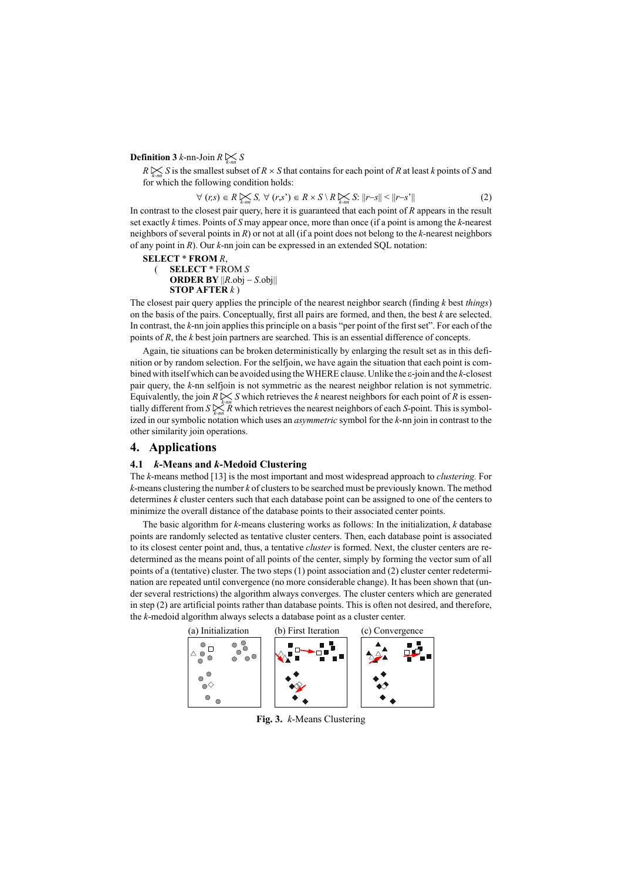**Definition 3** $k$-nn-Join $R \ltimes_{k\text{-nn}} S$

$R \ltimes_{k\text{-nn}} S$ is the smallest subset of $R \times S$ that contains for each point of $R$ at least $k$ points of $S$ and for which the following condition holds:

$$\forall (r,s) \in R \ltimes_{k\text{-nn}} S,\ \forall (r,s') \in R \times S \setminus R \ltimes_{k\text{-nn}} S{:}\ \|r-s\| < \|r-s'\| \tag{2}$$

In contrast to the closest pair query, here it is guaranteed that each point of $R$ appears in the result set exactly $k$ times. Points of $S$ may appear once, more than once (if a point is among the $k$-nearest neighbors of several points in $R$) or not at all (if a point does not belong to the $k$-nearest neighbors of any point in $R$). Our $k$-nn join can be expressed in an extended SQL notation:

```
SELECT * FROM R,
    (   SELECT * FROM S
        ORDER BY ||R.obj – S.obj||
        STOP AFTER k )
```

The closest pair query applies the principle of the nearest neighbor search (finding $k$ best *things*) on the basis of the pairs. Conceptually, first all pairs are formed, and then, the best $k$ are selected. In contrast, the $k$-nn join applies this principle on a basis "per point of the first set". For each of the points of $R$, the $k$ best join partners are searched. This is an essential difference of concepts.

Again, tie situations can be broken deterministically by enlarging the result set as in this definition or by random selection. For the selfjoin, we have again the situation that each point is combined with itself which can be avoided using the WHERE clause. Unlike the ε-join and the $k$-closest pair query, the $k$-nn selfjoin is not symmetric as the nearest neighbor relation is not symmetric. Equivalently, the join $R \ltimes_{k\text{-nn}} S$ which retrieves the $k$ nearest neighbors for each point of $R$ is essentially different from $S \ltimes_{k\text{-nn}} R$ which retrieves the nearest neighbors of each $S$-point. This is symbolized in our symbolic notation which uses an *asymmetric* symbol for the $k$-nn join in contrast to the other similarity join operations.

## 4. Applications

### 4.1 *k*-Means and *k*-Medoid Clustering

The $k$-means method [13] is the most important and most widespread approach to *clustering.* For $k$-means clustering the number $k$ of clusters to be searched must be previously known. The method determines $k$ cluster centers such that each database point can be assigned to one of the centers to minimize the overall distance of the database points to their associated center points.

The basic algorithm for $k$-means clustering works as follows: In the initialization, $k$ database points are randomly selected as tentative cluster centers. Then, each database point is associated to its closest center point and, thus, a tentative *cluster* is formed. Next, the cluster centers are redetermined as the means point of all points of the center, simply by forming the vector sum of all points of a (tentative) cluster. The two steps (1) point association and (2) cluster center redetermination are repeated until convergence (no more considerable change). It has been shown that (under several restrictions) the algorithm always converges. The cluster centers which are generated in step (2) are artificial points rather than database points. This is often not desired, and therefore, the $k$-medoid algorithm always selects a database point as a cluster center.

(a) Initialization (b) First Iteration (c) Convergence

**Fig. 3.** *k*-Means Clustering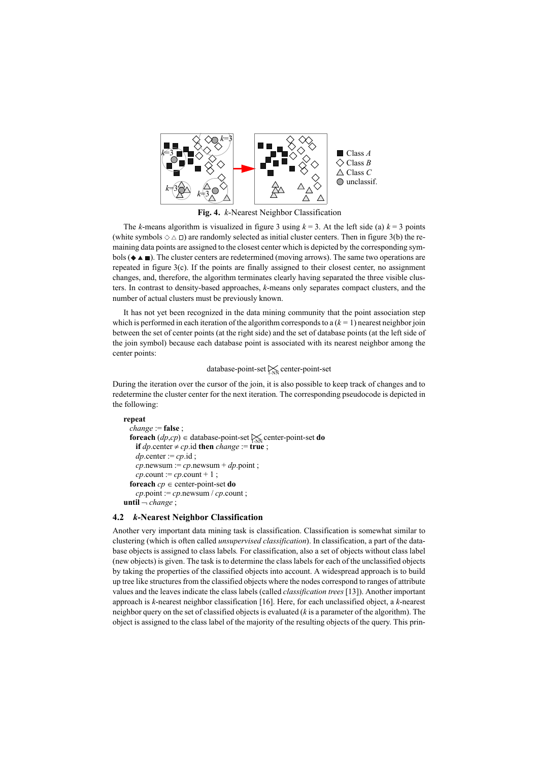**Fig. 4.** *k*-Nearest Neighbor Classification

The *k*-means algorithm is visualized in figure 3 using $k = 3$. At the left side (a) $k = 3$ points (white symbols ◇ △ □) are randomly selected as initial cluster centers. Then in figure 3(b) the remaining data points are assigned to the closest center which is depicted by the corresponding symbols (◆ ▲ ■). The cluster centers are redetermined (moving arrows). The same two operations are repeated in figure 3(c). If the points are finally assigned to their closest center, no assignment changes, and, therefore, the algorithm terminates clearly having separated the three visible clusters. In contrast to density-based approaches, *k*-means only separates compact clusters, and the number of actual clusters must be previously known.

It has not yet been recognized in the data mining community that the point association step which is performed in each iteration of the algorithm corresponds to a ($k = 1$) nearest neighbor join between the set of center points (at the right side) and the set of database points (at the left side of the join symbol) because each database point is associated with its nearest neighbor among the center points:

$$\text{database-point-set} \bowtie_{\text{1-NN}} \text{center-point-set}$$

During the iteration over the cursor of the join, it is also possible to keep track of changes and to redetermine the cluster center for the next iteration. The corresponding pseudocode is depicted in the following:

```
repeat
  change := false ;
  foreach (dp,cp) ∈ database-point-set ⋈1-NN center-point-set do
    if dp.center ≠ cp.id then change := true ;
    dp.center := cp.id ;
    cp.newsum := cp.newsum + dp.point ;
    cp.count := cp.count + 1 ;
  foreach cp ∈ center-point-set do
    cp.point := cp.newsum / cp.count ;
until ¬ change ;
```

### 4.2 *k*-Nearest Neighbor Classification

Another very important data mining task is classification. Classification is somewhat similar to clustering (which is often called *unsupervised classification*). In classification, a part of the database objects is assigned to class labels. For classification, also a set of objects without class label (new objects) is given. The task is to determine the class labels for each of the unclassified objects by taking the properties of the classified objects into account. A widespread approach is to build up tree like structures from the classified objects where the nodes correspond to ranges of attribute values and the leaves indicate the class labels (called *classification trees* [13]). Another important approach is *k*-nearest neighbor classification [16]. Here, for each unclassified object, a *k*-nearest neighbor query on the set of classified objects is evaluated (*k* is a parameter of the algorithm). The object is assigned to the class label of the majority of the resulting objects of the query. This prin-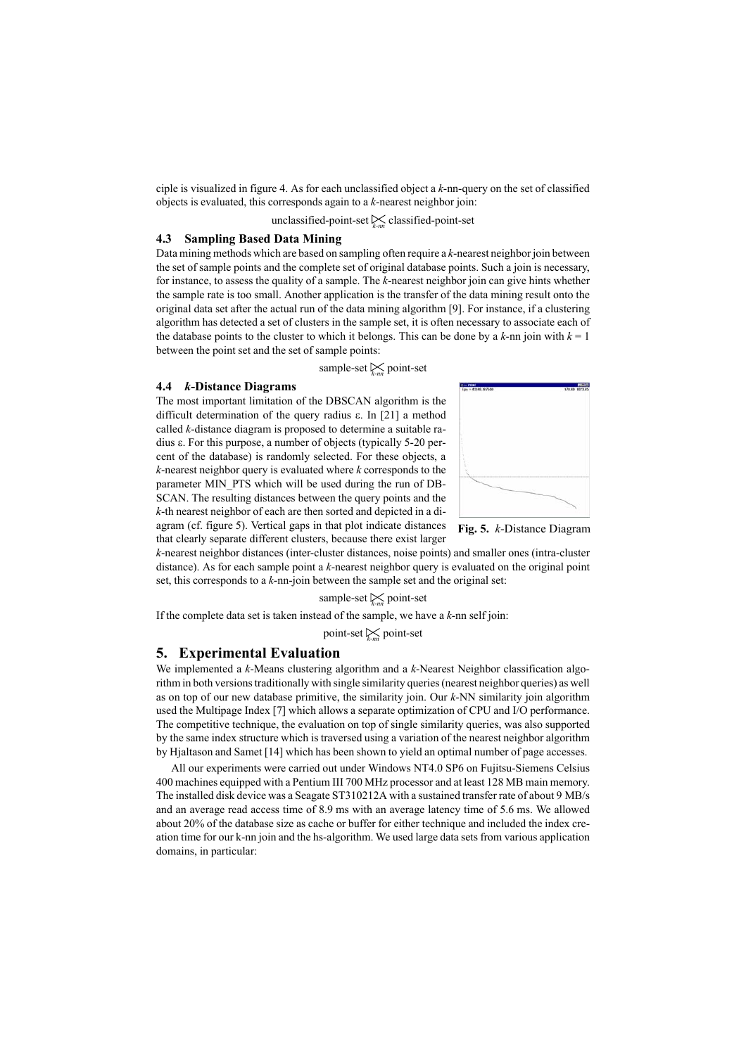ciple is visualized in figure 4. As for each unclassified object a *k*-nn-query on the set of classified objects is evaluated, this corresponds again to a *k*-nearest neighbor join:

$$\text{unclassified-point-set} \ltimes_{k\text{-}nn} \text{classified-point-set}$$

### 4.3 Sampling Based Data Mining

Data mining methods which are based on sampling often require a *k*-nearest neighbor join between the set of sample points and the complete set of original database points. Such a join is necessary, for instance, to assess the quality of a sample. The *k*-nearest neighbor join can give hints whether the sample rate is too small. Another application is the transfer of the data mining result onto the original data set after the actual run of the data mining algorithm [9]. For instance, if a clustering algorithm has detected a set of clusters in the sample set, it is often necessary to associate each of the database points to the cluster to which it belongs. This can be done by a *k*-nn join with $k = 1$ between the point set and the set of sample points:

$$\text{sample-set} \ltimes_{k\text{-}nn} \text{point-set}$$

### 4.4 *k*-Distance Diagrams

The most important limitation of the DBSCAN algorithm is the difficult determination of the query radius ε. In [21] a method called *k*-distance diagram is proposed to determine a suitable radius ε. For this purpose, a number of objects (typically 5-20 percent of the database) is randomly selected. For these objects, a *k*-nearest neighbor query is evaluated where *k* corresponds to the parameter MIN_PTS which will be used during the run of DBSCAN. The resulting distances between the query points and the *k*-th nearest neighbor of each are then sorted and depicted in a diagram (cf. figure 5). Vertical gaps in that plot indicate distances that clearly separate different clusters, because there exist larger *k*-nearest neighbor distances (inter-cluster distances, noise points) and smaller ones (intra-cluster distance). As for each sample point a *k*-nearest neighbor query is evaluated on the original point set, this corresponds to a *k*-nn-join between the sample set and the original set:

**Fig. 5.** *k*-Distance Diagram

$$\text{sample-set} \ltimes_{k\text{-}nn} \text{point-set}$$

If the complete data set is taken instead of the sample, we have a *k*-nn self join:

$$\text{point-set} \ltimes_{k\text{-}nn} \text{point-set}$$

## 5. Experimental Evaluation

We implemented a *k*-Means clustering algorithm and a *k*-Nearest Neighbor classification algorithm in both versions traditionally with single similarity queries (nearest neighbor queries) as well as on top of our new database primitive, the similarity join. Our *k*-NN similarity join algorithm used the Multipage Index [7] which allows a separate optimization of CPU and I/O performance. The competitive technique, the evaluation on top of single similarity queries, was also supported by the same index structure which is traversed using a variation of the nearest neighbor algorithm by Hjaltason and Samet [14] which has been shown to yield an optimal number of page accesses.

All our experiments were carried out under Windows NT4.0 SP6 on Fujitsu-Siemens Celsius 400 machines equipped with a Pentium III 700 MHz processor and at least 128 MB main memory. The installed disk device was a Seagate ST310212A with a sustained transfer rate of about 9 MB/s and an average read access time of 8.9 ms with an average latency time of 5.6 ms. We allowed about 20% of the database size as cache or buffer for either technique and included the index creation time for our k-nn join and the hs-algorithm. We used large data sets from various application domains, in particular: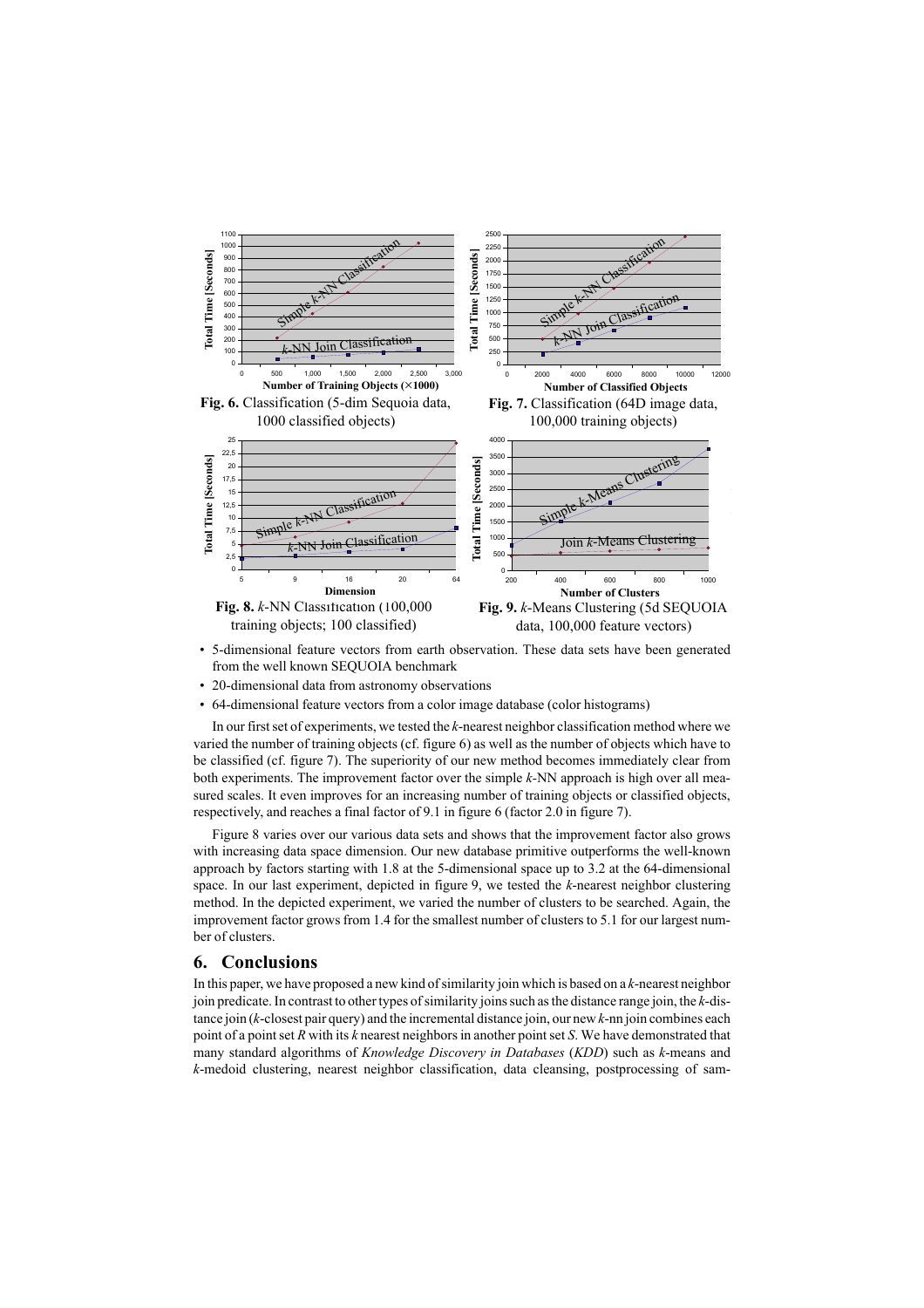Fig. 6. Classification (5-dim Sequoia data, 1000 classified objects)

Fig. 7. Classification (64D image data, 100,000 training objects)

Fig. 8. $k$-NN Classification (100,000 training objects; 100 classified)

Fig. 9. $k$-Means Clustering (5d SEQUOIA data, 100,000 feature vectors)

- 5-dimensional feature vectors from earth observation. These data sets have been generated from the well known SEQUOIA benchmark
- 20-dimensional data from astronomy observations
- 64-dimensional feature vectors from a color image database (color histograms)

In our first set of experiments, we tested the $k$-nearest neighbor classification method where we varied the number of training objects (cf. figure 6) as well as the number of objects which have to be classified (cf. figure 7). The superiority of our new method becomes immediately clear from both experiments. The improvement factor over the simple $k$-NN approach is high over all measured scales. It even improves for an increasing number of training objects or classified objects, respectively, and reaches a final factor of 9.1 in figure 6 (factor 2.0 in figure 7).

Figure 8 varies over our various data sets and shows that the improvement factor also grows with increasing data space dimension. Our new database primitive outperforms the well-known approach by factors starting with 1.8 at the 5-dimensional space up to 3.2 at the 64-dimensional space. In our last experiment, depicted in figure 9, we tested the $k$-nearest neighbor clustering method. In the depicted experiment, we varied the number of clusters to be searched. Again, the improvement factor grows from 1.4 for the smallest number of clusters to 5.1 for our largest number of clusters.

## 6. Conclusions

In this paper, we have proposed a new kind of similarity join which is based on a $k$-nearest neighbor join predicate. In contrast to other types of similarity joins such as the distance range join, the $k$-distance join ($k$-closest pair query) and the incremental distance join, our new $k$-nn join combines each point of a point set $R$ with its $k$ nearest neighbors in another point set $S$. We have demonstrated that many standard algorithms of *Knowledge Discovery in Databases* (*KDD*) such as $k$-means and $k$-medoid clustering, nearest neighbor classification, data cleansing, postprocessing of sam-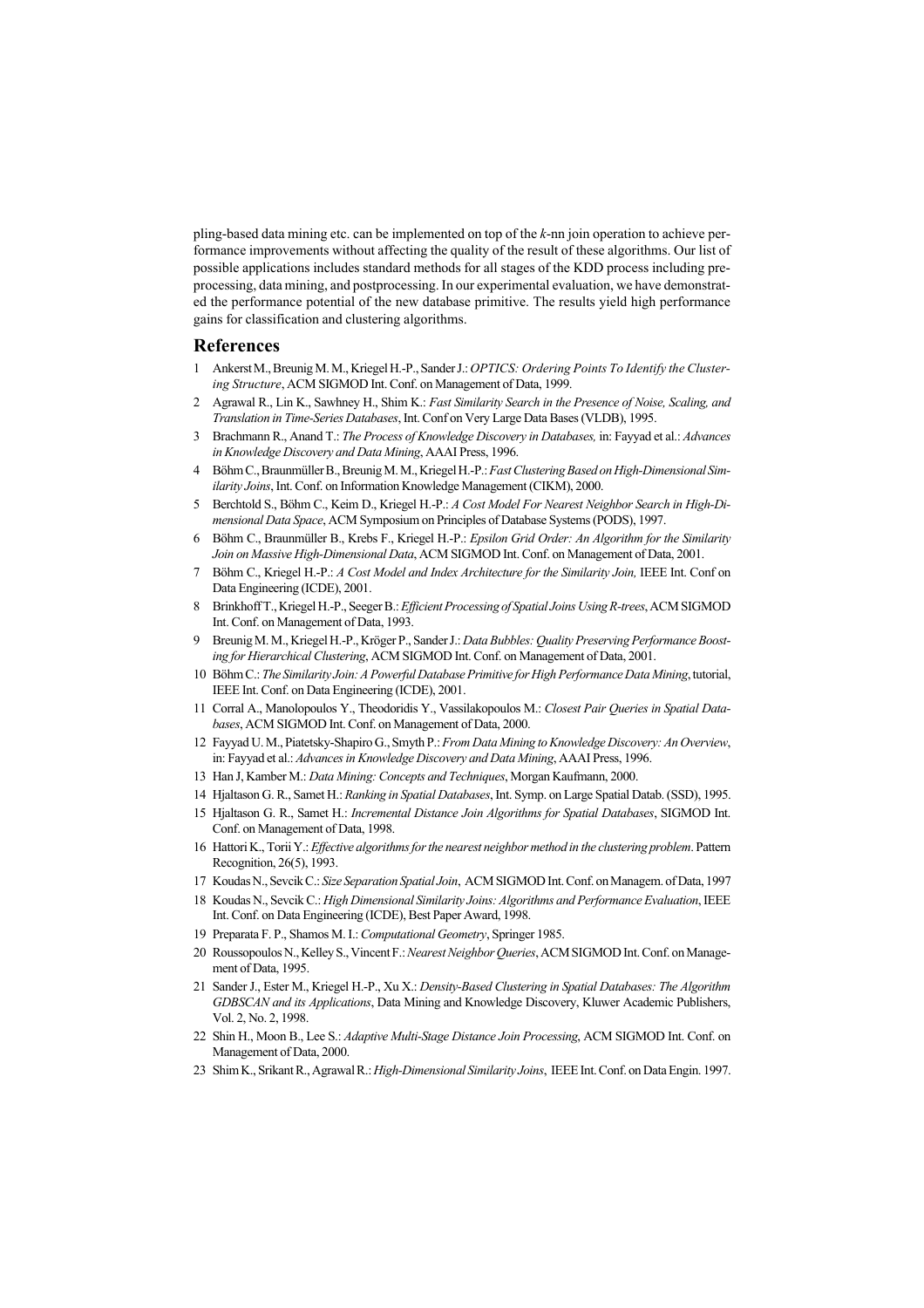pling-based data mining etc. can be implemented on top of the *k*-nn join operation to achieve performance improvements without affecting the quality of the result of these algorithms. Our list of possible applications includes standard methods for all stages of the KDD process including preprocessing, data mining, and postprocessing. In our experimental evaluation, we have demonstrated the performance potential of the new database primitive. The results yield high performance gains for classification and clustering algorithms.

## References

1. Ankerst M., Breunig M. M., Kriegel H.-P., Sander J.: *OPTICS: Ordering Points To Identify the Clustering Structure*, ACM SIGMOD Int. Conf. on Management of Data, 1999.
2. Agrawal R., Lin K., Sawhney H., Shim K.: *Fast Similarity Search in the Presence of Noise, Scaling, and Translation in Time-Series Databases*, Int. Conf on Very Large Data Bases (VLDB), 1995.
3. Brachmann R., Anand T.: *The Process of Knowledge Discovery in Databases,* in: Fayyad et al.: *Advances in Knowledge Discovery and Data Mining*, AAAI Press, 1996.
4. Böhm C., Braunmüller B., Breunig M. M., Kriegel H.-P.: *Fast Clustering Based on High-Dimensional Similarity Joins*, Int. Conf. on Information Knowledge Management (CIKM), 2000.
5. Berchtold S., Böhm C., Keim D., Kriegel H.-P.: *A Cost Model For Nearest Neighbor Search in High-Dimensional Data Space*, ACM Symposium on Principles of Database Systems (PODS), 1997.
6. Böhm C., Braunmüller B., Krebs F., Kriegel H.-P.: *Epsilon Grid Order: An Algorithm for the Similarity Join on Massive High-Dimensional Data*, ACM SIGMOD Int. Conf. on Management of Data, 2001.
7. Böhm C., Kriegel H.-P.: *A Cost Model and Index Architecture for the Similarity Join,* IEEE Int. Conf on Data Engineering (ICDE), 2001.
8. Brinkhoff T., Kriegel H.-P., Seeger B.: *Efficient Processing of Spatial Joins Using R-trees*, ACM SIGMOD Int. Conf. on Management of Data, 1993.
9. Breunig M. M., Kriegel H.-P., Kröger P., Sander J.: *Data Bubbles: Quality Preserving Performance Boosting for Hierarchical Clustering*, ACM SIGMOD Int. Conf. on Management of Data, 2001.
10. Böhm C.: *The Similarity Join: A Powerful Database Primitive for High Performance Data Mining*, tutorial, IEEE Int. Conf. on Data Engineering (ICDE), 2001.
11. Corral A., Manolopoulos Y., Theodoridis Y., Vassilakopoulos M.: *Closest Pair Queries in Spatial Databases*, ACM SIGMOD Int. Conf. on Management of Data, 2000.
12. Fayyad U. M., Piatetsky-Shapiro G., Smyth P.: *From Data Mining to Knowledge Discovery: An Overview*, in: Fayyad et al.: *Advances in Knowledge Discovery and Data Mining*, AAAI Press, 1996.
13. Han J, Kamber M.: *Data Mining: Concepts and Techniques*, Morgan Kaufmann, 2000.
14. Hjaltason G. R., Samet H.: *Ranking in Spatial Databases*, Int. Symp. on Large Spatial Datab. (SSD), 1995.
15. Hjaltason G. R., Samet H.: *Incremental Distance Join Algorithms for Spatial Databases*, SIGMOD Int. Conf. on Management of Data, 1998.
16. Hattori K., Torii Y.: *Effective algorithms for the nearest neighbor method in the clustering problem*. Pattern Recognition, 26(5), 1993.
17. Koudas N., Sevcik C.: *Size Separation Spatial Join*, ACM SIGMOD Int. Conf. on Managem. of Data, 1997
18. Koudas N., Sevcik C.: *High Dimensional Similarity Joins: Algorithms and Performance Evaluation*, IEEE Int. Conf. on Data Engineering (ICDE), Best Paper Award, 1998.
19. Preparata F. P., Shamos M. I.: *Computational Geometry*, Springer 1985.
20. Roussopoulos N., Kelley S., Vincent F.: *Nearest Neighbor Queries*, ACM SIGMOD Int. Conf. on Management of Data, 1995.
21. Sander J., Ester M., Kriegel H.-P., Xu X.: *Density-Based Clustering in Spatial Databases: The Algorithm GDBSCAN and its Applications*, Data Mining and Knowledge Discovery, Kluwer Academic Publishers, Vol. 2, No. 2, 1998.
22. Shin H., Moon B., Lee S.: *Adaptive Multi-Stage Distance Join Processing*, ACM SIGMOD Int. Conf. on Management of Data, 2000.
23. Shim K., Srikant R., Agrawal R.: *High-Dimensional Similarity Joins*, IEEE Int. Conf. on Data Engin. 1997.